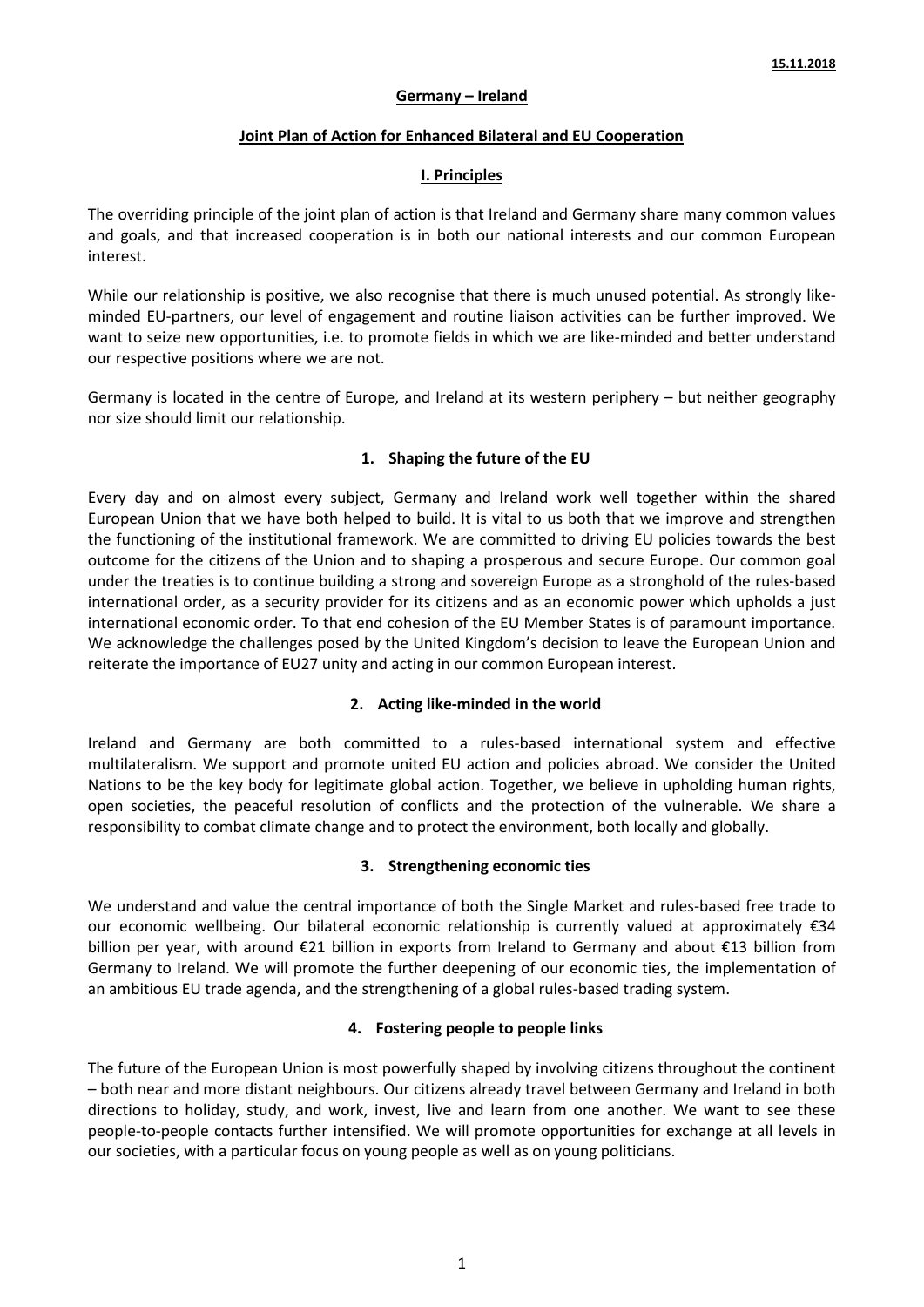**15.11.2018**

# Germany – Ireland

## Joint Plan of Action for Enhanced Bilateral and EU Cooperation

## I. Principles

The overriding principle of the joint plan of action is that Ireland and Germany share many common values and goals, and that increased cooperation is in both our national interests and our common European interest.

While our relationship is positive, we also recognise that there is much unused potential. As strongly like-minded EU-partners, our level of engagement and routine liaison activities can be further improved. We want to seize new opportunities, i.e. to promote fields in which we are like-minded and better understand our respective positions where we are not.

Germany is located in the centre of Europe, and Ireland at its western periphery – but neither geography nor size should limit our relationship.

### 1. Shaping the future of the EU

Every day and on almost every subject, Germany and Ireland work well together within the shared European Union that we have both helped to build. It is vital to us both that we improve and strengthen the functioning of the institutional framework. We are committed to driving EU policies towards the best outcome for the citizens of the Union and to shaping a prosperous and secure Europe. Our common goal under the treaties is to continue building a strong and sovereign Europe as a stronghold of the rules-based international order, as a security provider for its citizens and as an economic power which upholds a just international economic order. To that end cohesion of the EU Member States is of paramount importance. We acknowledge the challenges posed by the United Kingdom's decision to leave the European Union and reiterate the importance of EU27 unity and acting in our common European interest.

### 2. Acting like-minded in the world

Ireland and Germany are both committed to a rules-based international system and effective multilateralism. We support and promote united EU action and policies abroad. We consider the United Nations to be the key body for legitimate global action. Together, we believe in upholding human rights, open societies, the peaceful resolution of conflicts and the protection of the vulnerable. We share a responsibility to combat climate change and to protect the environment, both locally and globally.

### 3. Strengthening economic ties

We understand and value the central importance of both the Single Market and rules-based free trade to our economic wellbeing. Our bilateral economic relationship is currently valued at approximately €34 billion per year, with around €21 billion in exports from Ireland to Germany and about €13 billion from Germany to Ireland. We will promote the further deepening of our economic ties, the implementation of an ambitious EU trade agenda, and the strengthening of a global rules-based trading system.

### 4. Fostering people to people links

The future of the European Union is most powerfully shaped by involving citizens throughout the continent – both near and more distant neighbours. Our citizens already travel between Germany and Ireland in both directions to holiday, study, and work, invest, live and learn from one another. We want to see these people-to-people contacts further intensified. We will promote opportunities for exchange at all levels in our societies, with a particular focus on young people as well as on young politicians.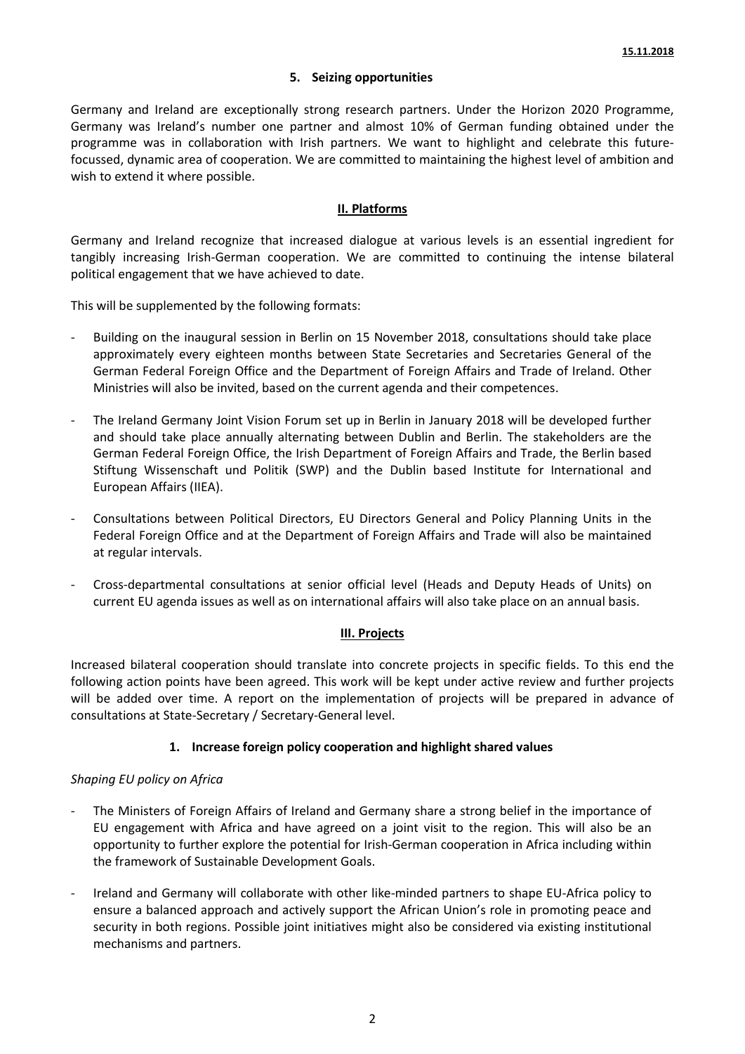### 5. Seizing opportunities

Germany and Ireland are exceptionally strong research partners. Under the Horizon 2020 Programme, Germany was Ireland's number one partner and almost 10% of German funding obtained under the programme was in collaboration with Irish partners. We want to highlight and celebrate this future-focussed, dynamic area of cooperation. We are committed to maintaining the highest level of ambition and wish to extend it where possible.

## II. Platforms

Germany and Ireland recognize that increased dialogue at various levels is an essential ingredient for tangibly increasing Irish-German cooperation. We are committed to continuing the intense bilateral political engagement that we have achieved to date.

This will be supplemented by the following formats:

- Building on the inaugural session in Berlin on 15 November 2018, consultations should take place approximately every eighteen months between State Secretaries and Secretaries General of the German Federal Foreign Office and the Department of Foreign Affairs and Trade of Ireland. Other Ministries will also be invited, based on the current agenda and their competences.
- The Ireland Germany Joint Vision Forum set up in Berlin in January 2018 will be developed further and should take place annually alternating between Dublin and Berlin. The stakeholders are the German Federal Foreign Office, the Irish Department of Foreign Affairs and Trade, the Berlin based Stiftung Wissenschaft und Politik (SWP) and the Dublin based Institute for International and European Affairs (IIEA).
- Consultations between Political Directors, EU Directors General and Policy Planning Units in the Federal Foreign Office and at the Department of Foreign Affairs and Trade will also be maintained at regular intervals.
- Cross-departmental consultations at senior official level (Heads and Deputy Heads of Units) on current EU agenda issues as well as on international affairs will also take place on an annual basis.

## III. Projects

Increased bilateral cooperation should translate into concrete projects in specific fields. To this end the following action points have been agreed. This work will be kept under active review and further projects will be added over time. A report on the implementation of projects will be prepared in advance of consultations at State-Secretary / Secretary-General level.

### 1. Increase foreign policy cooperation and highlight shared values

*Shaping EU policy on Africa*

- The Ministers of Foreign Affairs of Ireland and Germany share a strong belief in the importance of EU engagement with Africa and have agreed on a joint visit to the region. This will also be an opportunity to further explore the potential for Irish-German cooperation in Africa including within the framework of Sustainable Development Goals.
- Ireland and Germany will collaborate with other like-minded partners to shape EU-Africa policy to ensure a balanced approach and actively support the African Union's role in promoting peace and security in both regions. Possible joint initiatives might also be considered via existing institutional mechanisms and partners.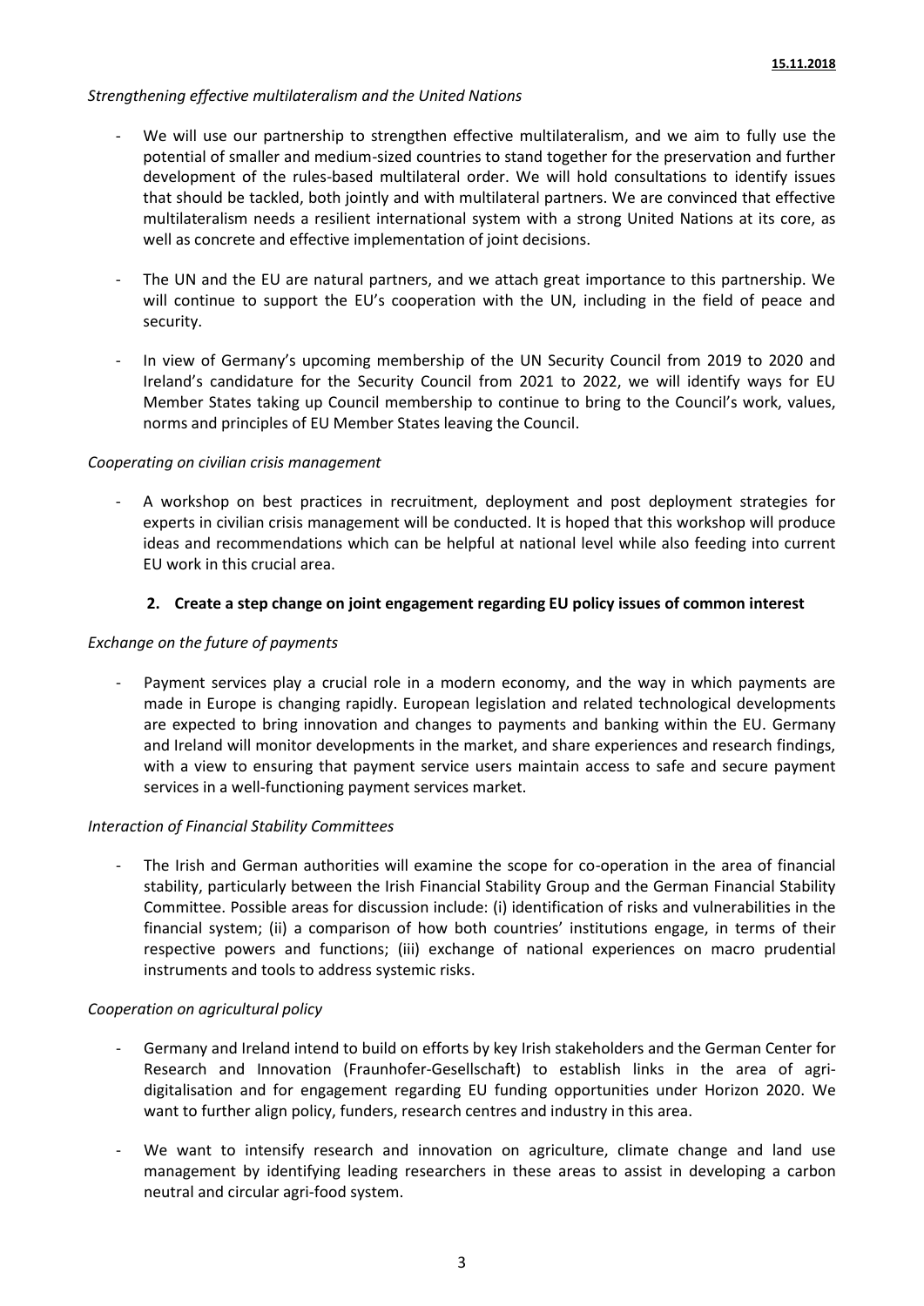*Strengthening effective multilateralism and the United Nations*

- We will use our partnership to strengthen effective multilateralism, and we aim to fully use the potential of smaller and medium-sized countries to stand together for the preservation and further development of the rules-based multilateral order. We will hold consultations to identify issues that should be tackled, both jointly and with multilateral partners. We are convinced that effective multilateralism needs a resilient international system with a strong United Nations at its core, as well as concrete and effective implementation of joint decisions.

- The UN and the EU are natural partners, and we attach great importance to this partnership. We will continue to support the EU's cooperation with the UN, including in the field of peace and security.

- In view of Germany's upcoming membership of the UN Security Council from 2019 to 2020 and Ireland's candidature for the Security Council from 2021 to 2022, we will identify ways for EU Member States taking up Council membership to continue to bring to the Council's work, values, norms and principles of EU Member States leaving the Council.

*Cooperating on civilian crisis management*

- A workshop on best practices in recruitment, deployment and post deployment strategies for experts in civilian crisis management will be conducted. It is hoped that this workshop will produce ideas and recommendations which can be helpful at national level while also feeding into current EU work in this crucial area.

**2. Create a step change on joint engagement regarding EU policy issues of common interest**

*Exchange on the future of payments*

- Payment services play a crucial role in a modern economy, and the way in which payments are made in Europe is changing rapidly. European legislation and related technological developments are expected to bring innovation and changes to payments and banking within the EU. Germany and Ireland will monitor developments in the market, and share experiences and research findings, with a view to ensuring that payment service users maintain access to safe and secure payment services in a well-functioning payment services market.

*Interaction of Financial Stability Committees*

- The Irish and German authorities will examine the scope for co-operation in the area of financial stability, particularly between the Irish Financial Stability Group and the German Financial Stability Committee. Possible areas for discussion include: (i) identification of risks and vulnerabilities in the financial system; (ii) a comparison of how both countries' institutions engage, in terms of their respective powers and functions; (iii) exchange of national experiences on macro prudential instruments and tools to address systemic risks.

*Cooperation on agricultural policy*

- Germany and Ireland intend to build on efforts by key Irish stakeholders and the German Center for Research and Innovation (Fraunhofer-Gesellschaft) to establish links in the area of agri-digitalisation and for engagement regarding EU funding opportunities under Horizon 2020. We want to further align policy, funders, research centres and industry in this area.

- We want to intensify research and innovation on agriculture, climate change and land use management by identifying leading researchers in these areas to assist in developing a carbon neutral and circular agri-food system.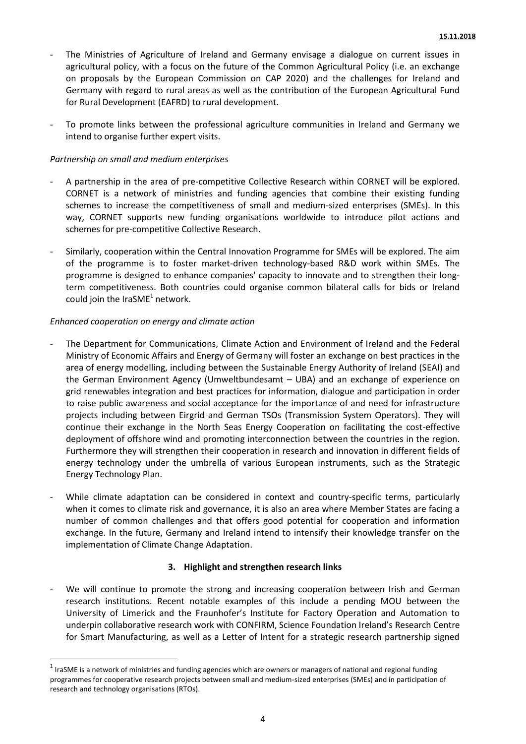- The Ministries of Agriculture of Ireland and Germany envisage a dialogue on current issues in agricultural policy, with a focus on the future of the Common Agricultural Policy (i.e. an exchange on proposals by the European Commission on CAP 2020) and the challenges for Ireland and Germany with regard to rural areas as well as the contribution of the European Agricultural Fund for Rural Development (EAFRD) to rural development.
- To promote links between the professional agriculture communities in Ireland and Germany we intend to organise further expert visits.

*Partnership on small and medium enterprises*

- A partnership in the area of pre-competitive Collective Research within CORNET will be explored. CORNET is a network of ministries and funding agencies that combine their existing funding schemes to increase the competitiveness of small and medium-sized enterprises (SMEs). In this way, CORNET supports new funding organisations worldwide to introduce pilot actions and schemes for pre-competitive Collective Research.
- Similarly, cooperation within the Central Innovation Programme for SMEs will be explored. The aim of the programme is to foster market-driven technology-based R&D work within SMEs. The programme is designed to enhance companies' capacity to innovate and to strengthen their long-term competitiveness. Both countries could organise common bilateral calls for bids or Ireland could join the IraSME[1] network.

*Enhanced cooperation on energy and climate action*

- The Department for Communications, Climate Action and Environment of Ireland and the Federal Ministry of Economic Affairs and Energy of Germany will foster an exchange on best practices in the area of energy modelling, including between the Sustainable Energy Authority of Ireland (SEAI) and the German Environment Agency (Umweltbundesamt – UBA) and an exchange of experience on grid renewables integration and best practices for information, dialogue and participation in order to raise public awareness and social acceptance for the importance of and need for infrastructure projects including between Eirgrid and German TSOs (Transmission System Operators). They will continue their exchange in the North Seas Energy Cooperation on facilitating the cost-effective deployment of offshore wind and promoting interconnection between the countries in the region. Furthermore they will strengthen their cooperation in research and innovation in different fields of energy technology under the umbrella of various European instruments, such as the Strategic Energy Technology Plan.
- While climate adaptation can be considered in context and country-specific terms, particularly when it comes to climate risk and governance, it is also an area where Member States are facing a number of common challenges and that offers good potential for cooperation and information exchange. In the future, Germany and Ireland intend to intensify their knowledge transfer on the implementation of Climate Change Adaptation.

### 3. Highlight and strengthen research links

- We will continue to promote the strong and increasing cooperation between Irish and German research institutions. Recent notable examples of this include a pending MOU between the University of Limerick and the Fraunhofer's Institute for Factory Operation and Automation to underpin collaborative research work with CONFIRM, Science Foundation Ireland's Research Centre for Smart Manufacturing, as well as a Letter of Intent for a strategic research partnership signed

[1] IraSME is a network of ministries and funding agencies which are owners or managers of national and regional funding programmes for cooperative research projects between small and medium-sized enterprises (SMEs) and in participation of research and technology organisations (RTOs).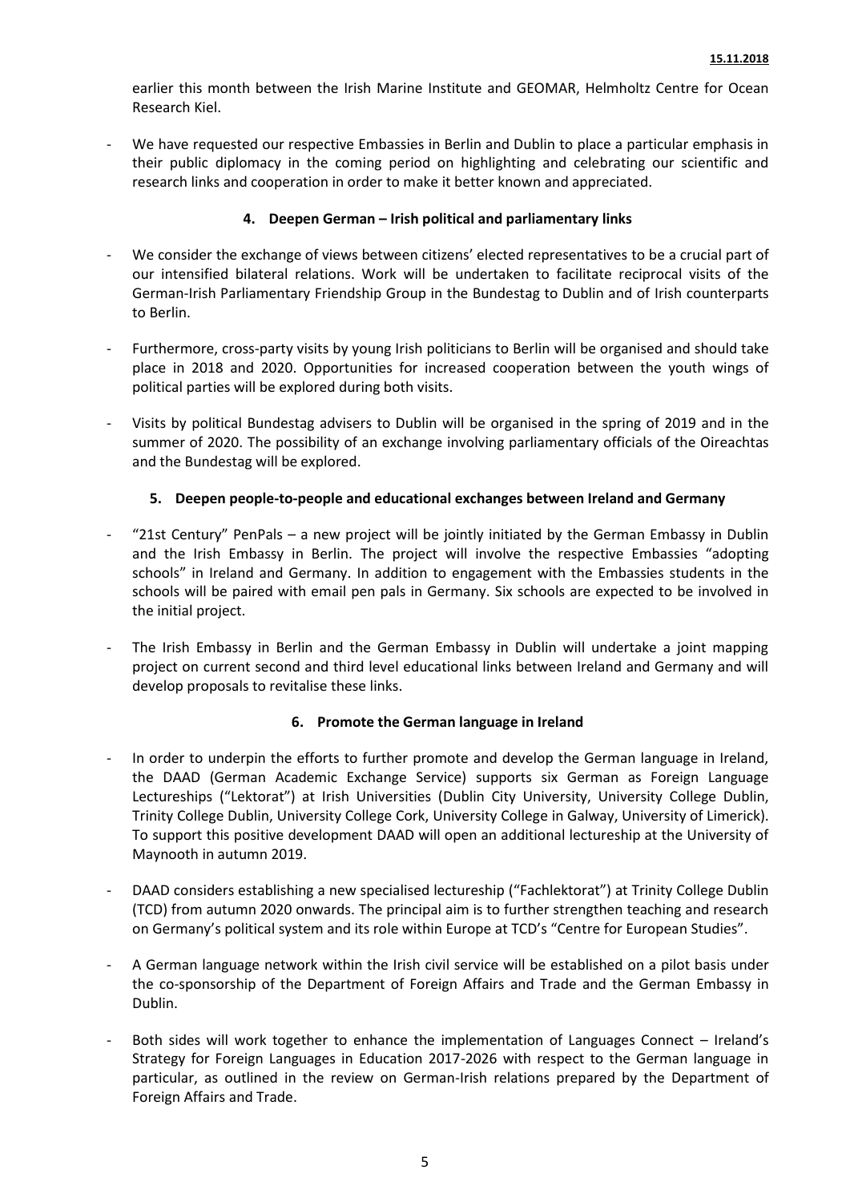earlier this month between the Irish Marine Institute and GEOMAR, Helmholtz Centre for Ocean Research Kiel.

- We have requested our respective Embassies in Berlin and Dublin to place a particular emphasis in their public diplomacy in the coming period on highlighting and celebrating our scientific and research links and cooperation in order to make it better known and appreciated.

### 4. Deepen German – Irish political and parliamentary links

- We consider the exchange of views between citizens' elected representatives to be a crucial part of our intensified bilateral relations. Work will be undertaken to facilitate reciprocal visits of the German-Irish Parliamentary Friendship Group in the Bundestag to Dublin and of Irish counterparts to Berlin.
- Furthermore, cross-party visits by young Irish politicians to Berlin will be organised and should take place in 2018 and 2020. Opportunities for increased cooperation between the youth wings of political parties will be explored during both visits.
- Visits by political Bundestag advisers to Dublin will be organised in the spring of 2019 and in the summer of 2020. The possibility of an exchange involving parliamentary officials of the Oireachtas and the Bundestag will be explored.

### 5. Deepen people-to-people and educational exchanges between Ireland and Germany

- "21st Century" PenPals – a new project will be jointly initiated by the German Embassy in Dublin and the Irish Embassy in Berlin. The project will involve the respective Embassies "adopting schools" in Ireland and Germany. In addition to engagement with the Embassies students in the schools will be paired with email pen pals in Germany. Six schools are expected to be involved in the initial project.
- The Irish Embassy in Berlin and the German Embassy in Dublin will undertake a joint mapping project on current second and third level educational links between Ireland and Germany and will develop proposals to revitalise these links.

### 6. Promote the German language in Ireland

- In order to underpin the efforts to further promote and develop the German language in Ireland, the DAAD (German Academic Exchange Service) supports six German as Foreign Language Lectureships ("Lektorat") at Irish Universities (Dublin City University, University College Dublin, Trinity College Dublin, University College Cork, University College in Galway, University of Limerick). To support this positive development DAAD will open an additional lectureship at the University of Maynooth in autumn 2019.
- DAAD considers establishing a new specialised lectureship ("Fachlektorat") at Trinity College Dublin (TCD) from autumn 2020 onwards. The principal aim is to further strengthen teaching and research on Germany's political system and its role within Europe at TCD's "Centre for European Studies".
- A German language network within the Irish civil service will be established on a pilot basis under the co-sponsorship of the Department of Foreign Affairs and Trade and the German Embassy in Dublin.
- Both sides will work together to enhance the implementation of Languages Connect – Ireland's Strategy for Foreign Languages in Education 2017-2026 with respect to the German language in particular, as outlined in the review on German-Irish relations prepared by the Department of Foreign Affairs and Trade.